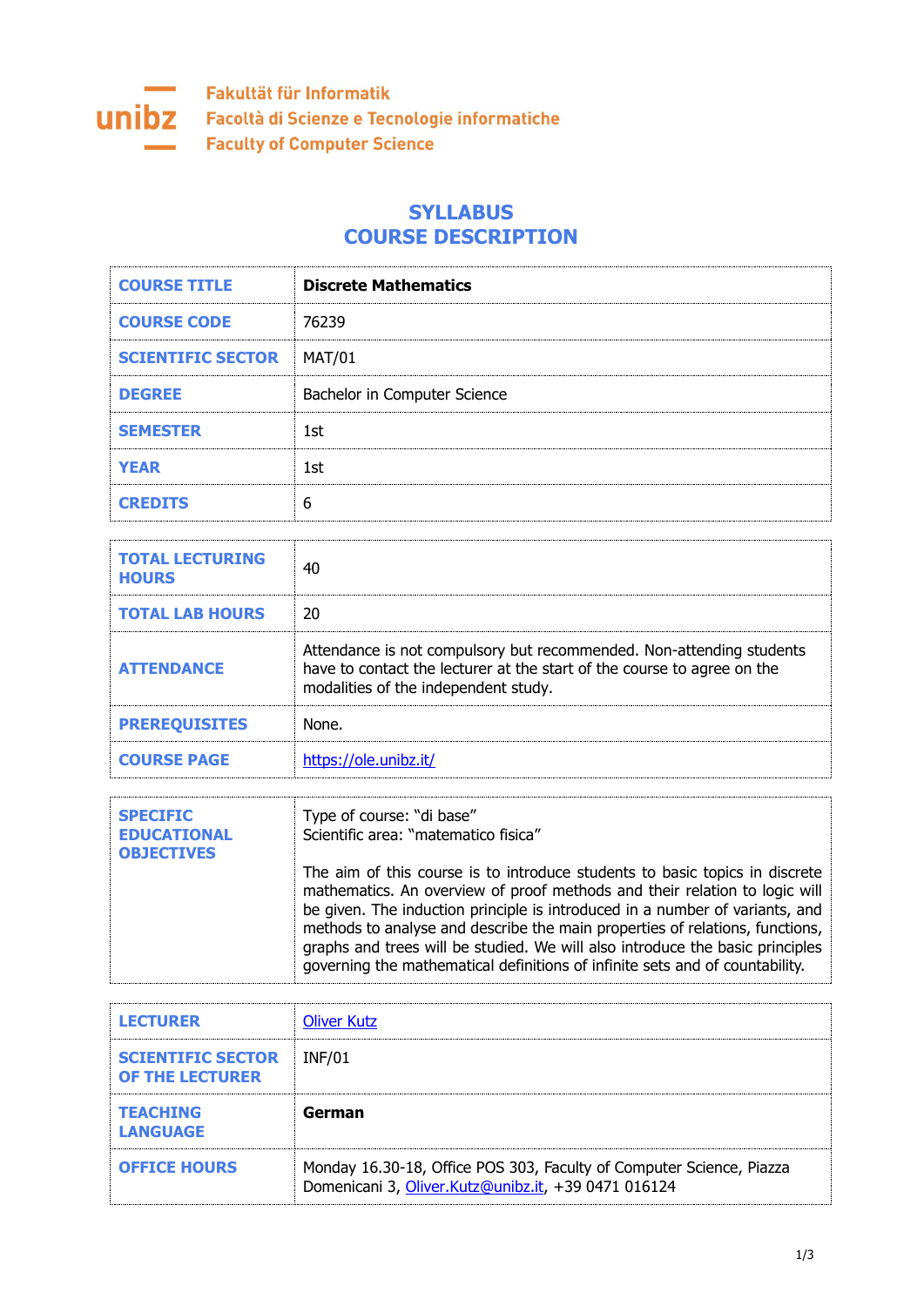Fakultät für Informatik
Facoltà di Scienze e Tecnologie informatiche
Faculty of Computer Science

# SYLLABUS
# COURSE DESCRIPTION

| | |
|---|---|
| **COURSE TITLE** | **Discrete Mathematics** |
| **COURSE CODE** | 76239 |
| **SCIENTIFIC SECTOR** | MAT/01 |
| **DEGREE** | Bachelor in Computer Science |
| **SEMESTER** | 1st |
| **YEAR** | 1st |
| **CREDITS** | 6 |

| | |
|---|---|
| **TOTAL LECTURING HOURS** | 40 |
| **TOTAL LAB HOURS** | 20 |
| **ATTENDANCE** | Attendance is not compulsory but recommended. Non-attending students have to contact the lecturer at the start of the course to agree on the modalities of the independent study. |
| **PREREQUISITES** | None. |
| **COURSE PAGE** | [https://ole.unibz.it/](https://ole.unibz.it/) |

| | |
|---|---|
| **SPECIFIC EDUCATIONAL OBJECTIVES** | Type of course: "di base"<br>Scientific area: "matematico fisica"<br><br>The aim of this course is to introduce students to basic topics in discrete mathematics. An overview of proof methods and their relation to logic will be given. The induction principle is introduced in a number of variants, and methods to analyse and describe the main properties of relations, functions, graphs and trees will be studied. We will also introduce the basic principles governing the mathematical definitions of infinite sets and of countability. |

| | |
|---|---|
| **LECTURER** | Oliver Kutz |
| **SCIENTIFIC SECTOR OF THE LECTURER** | INF/01 |
| **TEACHING LANGUAGE** | **German** |
| **OFFICE HOURS** | Monday 16.30-18, Office POS 303, Faculty of Computer Science, Piazza Domenicani 3, Oliver.Kutz@unibz.it, +39 0471 016124 |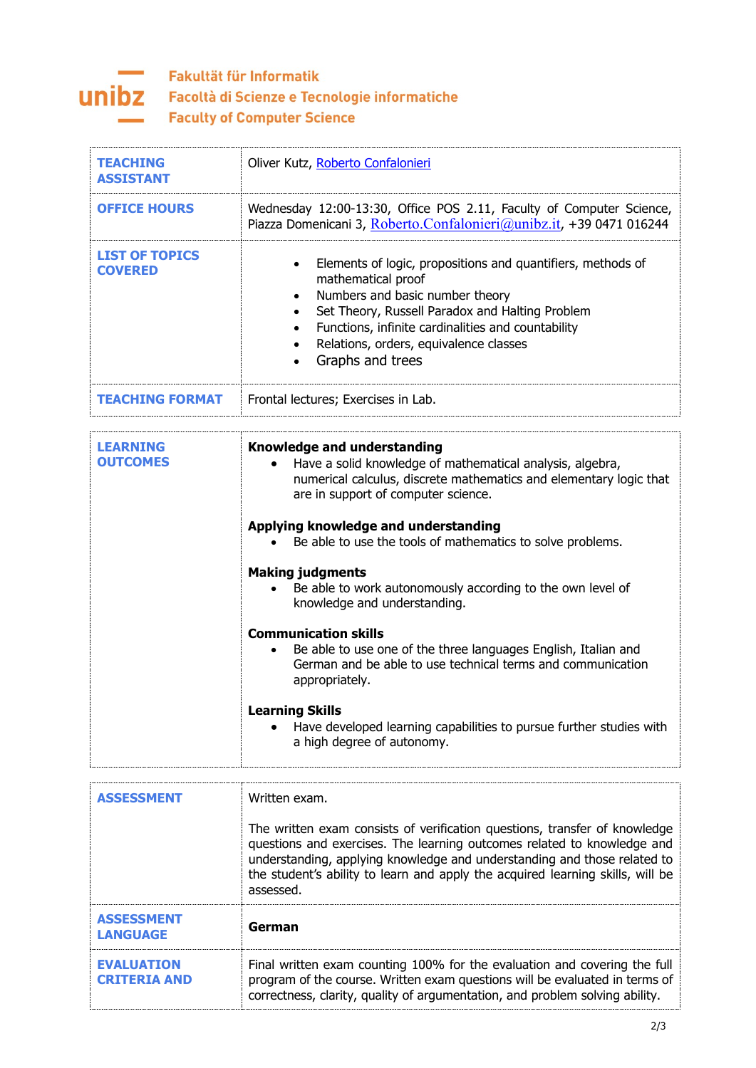Fakultät für Informatik
Facoltà di Scienze e Tecnologie informatiche
Faculty of Computer Science

| | |
|---|---|
| **TEACHING ASSISTANT** | Oliver Kutz, Roberto Confalonieri |
| **OFFICE HOURS** | Wednesday 12:00-13:30, Office POS 2.11, Faculty of Computer Science, Piazza Domenicani 3, Roberto.Confalonieri@unibz.it, +39 0471 016244 |
| **LIST OF TOPICS COVERED** | • Elements of logic, propositions and quantifiers, methods of mathematical proof<br>• Numbers and basic number theory<br>• Set Theory, Russell Paradox and Halting Problem<br>• Functions, infinite cardinalities and countability<br>• Relations, orders, equivalence classes<br>• Graphs and trees |
| **TEACHING FORMAT** | Frontal lectures; Exercises in Lab. |

| | |
|---|---|
| **LEARNING OUTCOMES** | **Knowledge and understanding**<br>• Have a solid knowledge of mathematical analysis, algebra, numerical calculus, discrete mathematics and elementary logic that are in support of computer science.<br><br>**Applying knowledge and understanding**<br>• Be able to use the tools of mathematics to solve problems.<br><br>**Making judgments**<br>• Be able to work autonomously according to the own level of knowledge and understanding.<br><br>**Communication skills**<br>• Be able to use one of the three languages English, Italian and German and be able to use technical terms and communication appropriately.<br><br>**Learning Skills**<br>• Have developed learning capabilities to pursue further studies with a high degree of autonomy. |

| | |
|---|---|
| **ASSESSMENT** | Written exam.<br><br>The written exam consists of verification questions, transfer of knowledge questions and exercises. The learning outcomes related to knowledge and understanding, applying knowledge and understanding and those related to the student's ability to learn and apply the acquired learning skills, will be assessed. |
| **ASSESSMENT LANGUAGE** | **German** |
| **EVALUATION CRITERIA AND** | Final written exam counting 100% for the evaluation and covering the full program of the course. Written exam questions will be evaluated in terms of correctness, clarity, quality of argumentation, and problem solving ability. |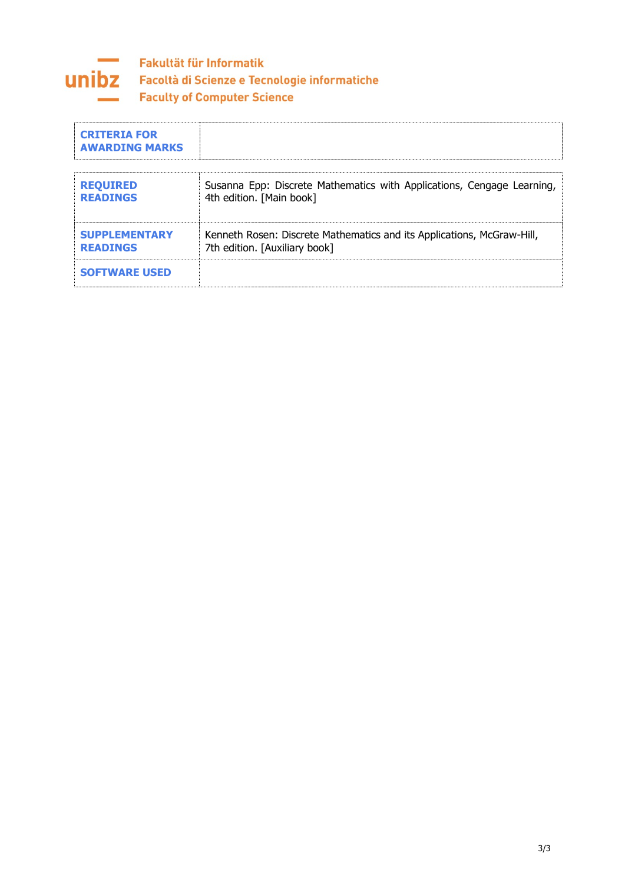| | |
|---|---|
| **CRITERIA FOR AWARDING MARKS** | |

| | |
|---|---|
| **REQUIRED READINGS** | Susanna Epp: Discrete Mathematics with Applications, Cengage Learning, 4th edition. [Main book] |
| **SUPPLEMENTARY READINGS** | Kenneth Rosen: Discrete Mathematics and its Applications, McGraw-Hill, 7th edition. [Auxiliary book] |
| **SOFTWARE USED** | |